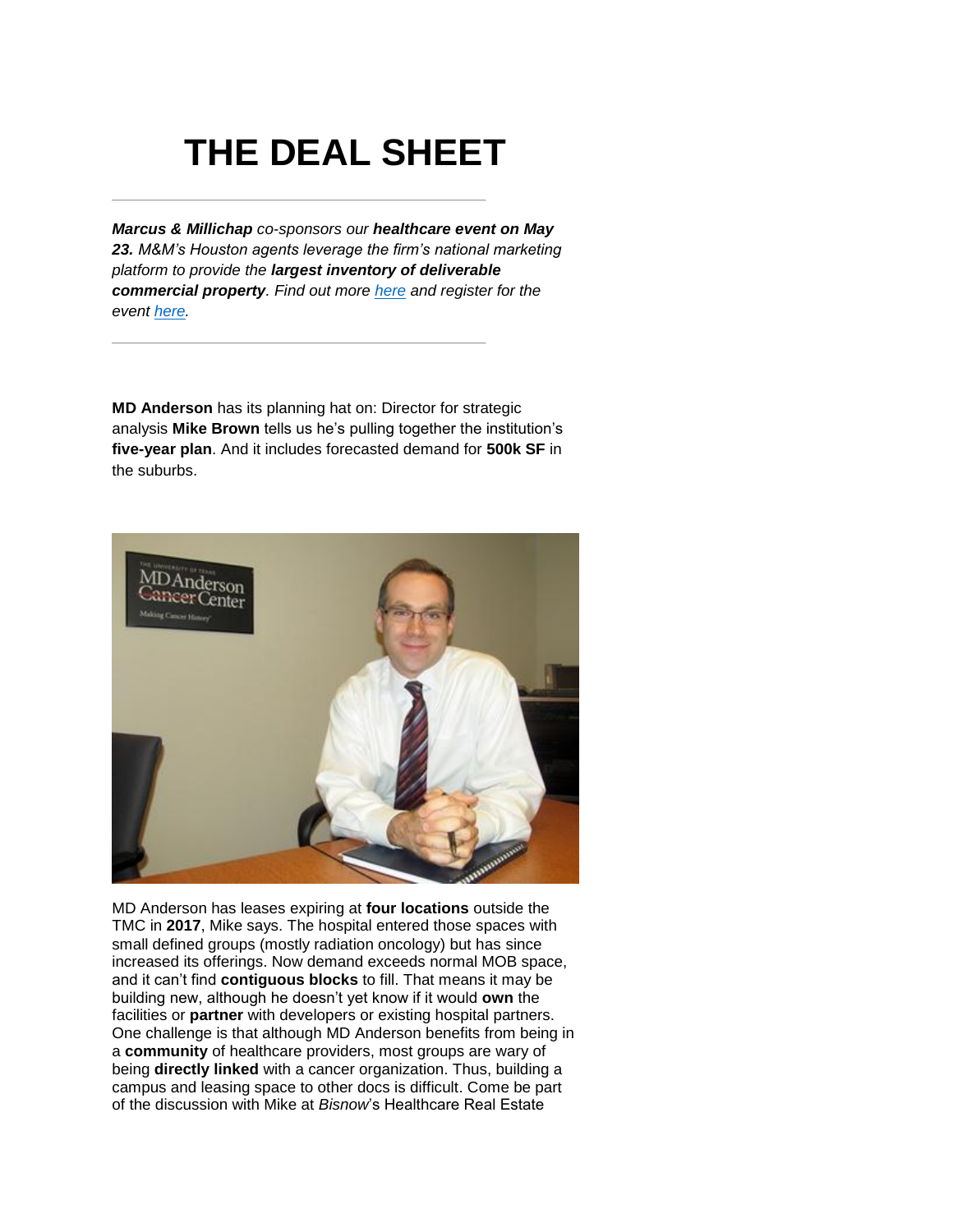# THE DEAL SHEET

---

***Marcus & Millichap** co-sponsors our **healthcare event on May 23.** M&M's Houston agents leverage the firm's national marketing platform to provide the **largest inventory of deliverable commercial property**. Find out more [here](#) and register for the event [here](#).*

---

**MD Anderson** has its planning hat on: Director for strategic analysis **Mike Brown** tells us he's pulling together the institution's **five-year plan**. And it includes forecasted demand for **500k SF** in the suburbs.

MD Anderson has leases expiring at **four locations** outside the TMC in **2017**, Mike says. The hospital entered those spaces with small defined groups (mostly radiation oncology) but has since increased its offerings. Now demand exceeds normal MOB space, and it can't find **contiguous blocks** to fill. That means it may be building new, although he doesn't yet know if it would **own** the facilities or **partner** with developers or existing hospital partners. One challenge is that although MD Anderson benefits from being in a **community** of healthcare providers, most groups are wary of being **directly linked** with a cancer organization. Thus, building a campus and leasing space to other docs is difficult. Come be part of the discussion with Mike at *Bisnow*'s Healthcare Real Estate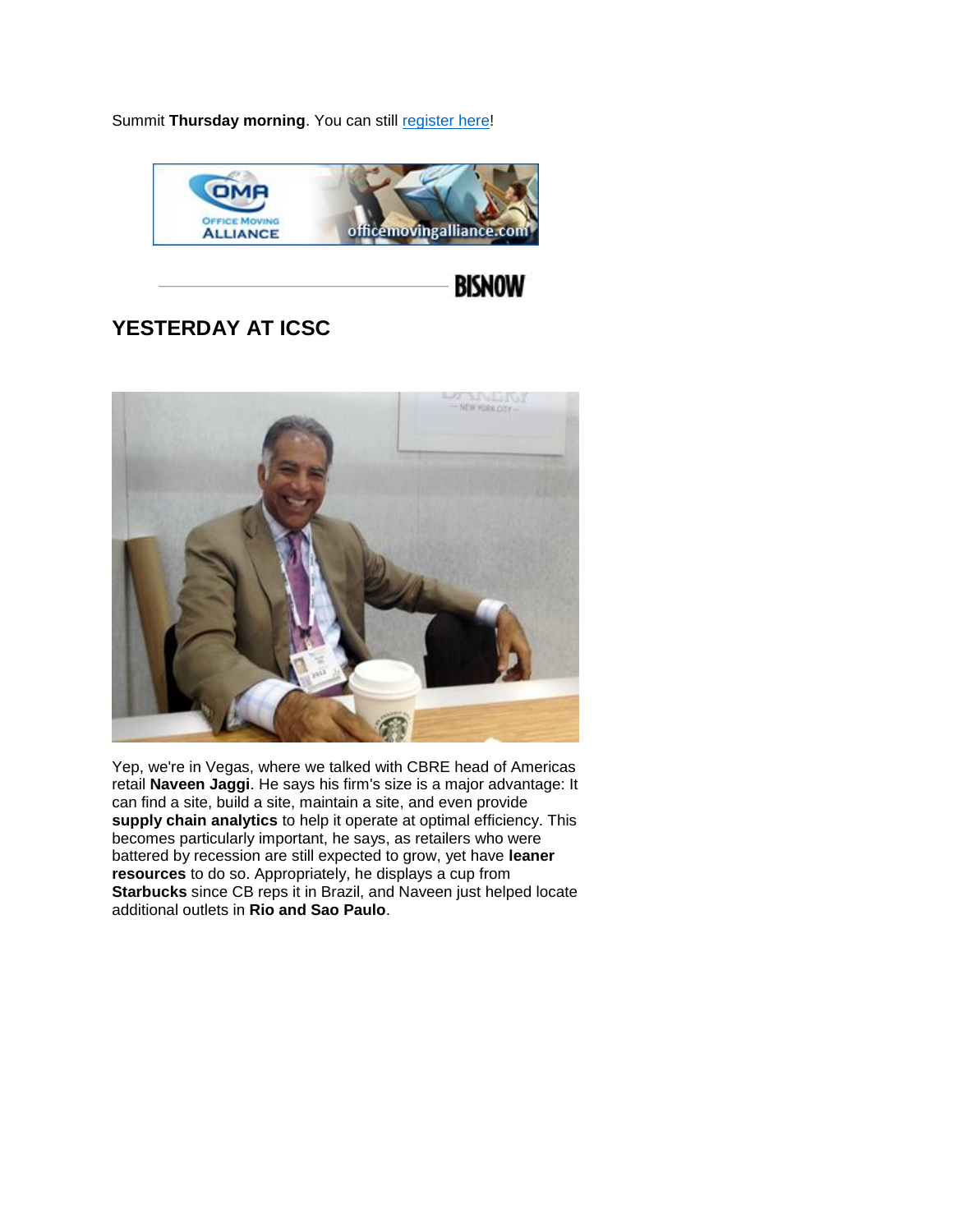Summit **Thursday morning**. You can still [register here](register here)!

## YESTERDAY AT ICSC

Yep, we're in Vegas, where we talked with CBRE head of Americas retail **Naveen Jaggi**. He says his firm's size is a major advantage: It can find a site, build a site, maintain a site, and even provide **supply chain analytics** to help it operate at optimal efficiency. This becomes particularly important, he says, as retailers who were battered by recession are still expected to grow, yet have **leaner resources** to do so. Appropriately, he displays a cup from **Starbucks** since CB reps it in Brazil, and Naveen just helped locate additional outlets in **Rio and Sao Paulo**.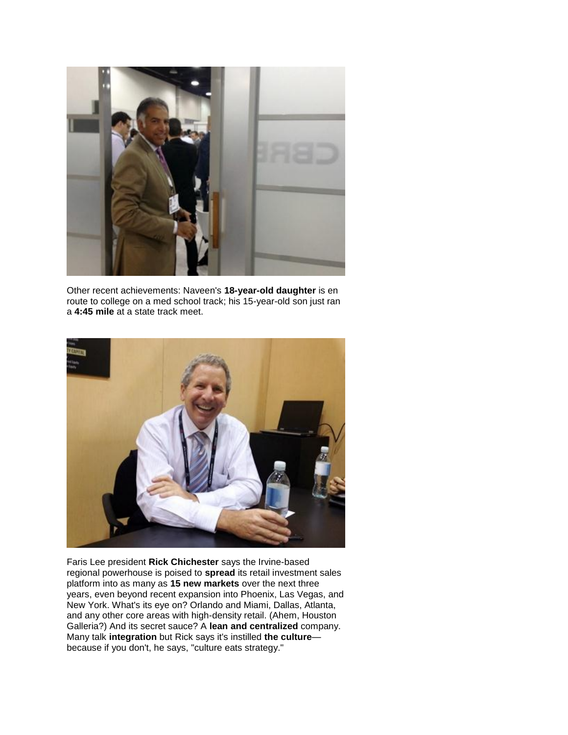Other recent achievements: Naveen's **18-year-old daughter** is en route to college on a med school track; his 15-year-old son just ran a **4:45 mile** at a state track meet.

Faris Lee president **Rick Chichester** says the Irvine-based regional powerhouse is poised to **spread** its retail investment sales platform into as many as **15 new markets** over the next three years, even beyond recent expansion into Phoenix, Las Vegas, and New York. What's its eye on? Orlando and Miami, Dallas, Atlanta, and any other core areas with high-density retail. (Ahem, Houston Galleria?) And its secret sauce? A **lean and centralized** company. Many talk **integration** but Rick says it's instilled **the culture**—because if you don't, he says, "culture eats strategy."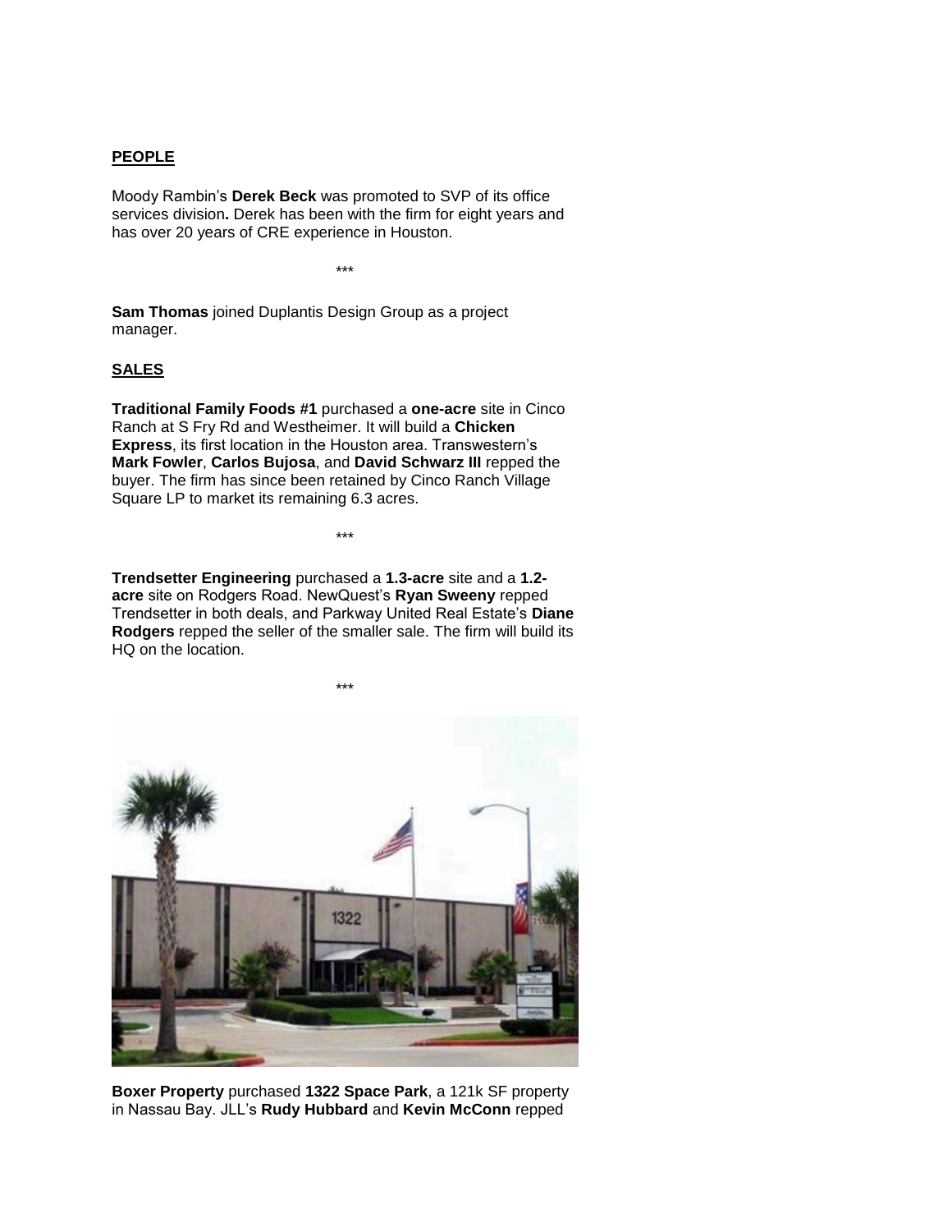**PEOPLE**

Moody Rambin's **Derek Beck** was promoted to SVP of its office services division**.** Derek has been with the firm for eight years and has over 20 years of CRE experience in Houston.

***

**Sam Thomas** joined Duplantis Design Group as a project manager.

**SALES**

**Traditional Family Foods #1** purchased a **one-acre** site in Cinco Ranch at S Fry Rd and Westheimer. It will build a **Chicken Express**, its first location in the Houston area. Transwestern's **Mark Fowler**, **Carlos Bujosa**, and **David Schwarz III** repped the buyer. The firm has since been retained by Cinco Ranch Village Square LP to market its remaining 6.3 acres.

***

**Trendsetter Engineering** purchased a **1.3-acre** site and a **1.2-acre** site on Rodgers Road. NewQuest's **Ryan Sweeny** repped Trendsetter in both deals, and Parkway United Real Estate's **Diane Rodgers** repped the seller of the smaller sale. The firm will build its HQ on the location.

***

**Boxer Property** purchased **1322 Space Park**, a 121k SF property in Nassau Bay. JLL's **Rudy Hubbard** and **Kevin McConn** repped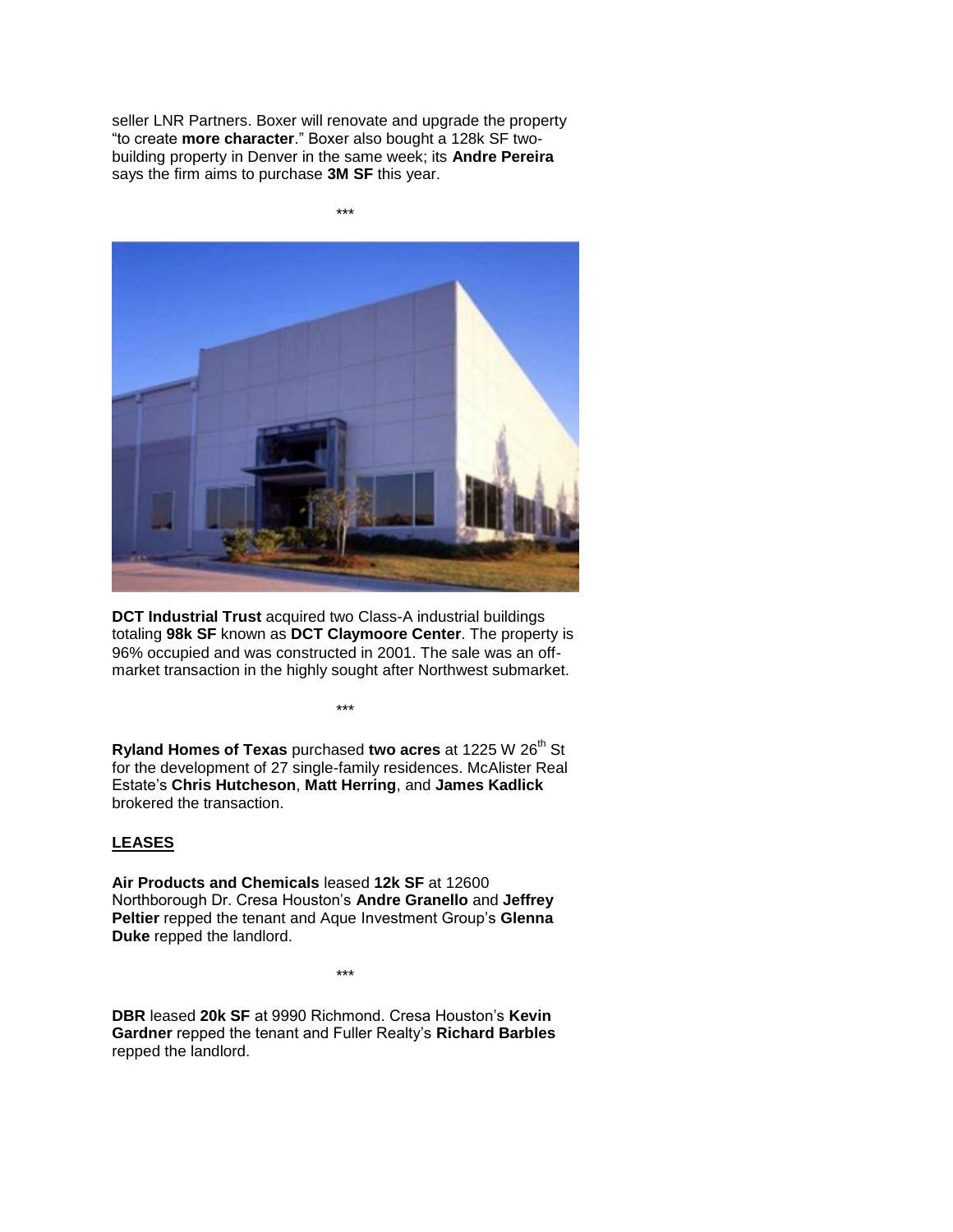seller LNR Partners. Boxer will renovate and upgrade the property "to create **more character**." Boxer also bought a 128k SF two-building property in Denver in the same week; its **Andre Pereira** says the firm aims to purchase **3M SF** this year.

***

**DCT Industrial Trust** acquired two Class-A industrial buildings totaling **98k SF** known as **DCT Claymoore Center**. The property is 96% occupied and was constructed in 2001. The sale was an off-market transaction in the highly sought after Northwest submarket.

***

**Ryland Homes of Texas** purchased **two acres** at 1225 W 26th St for the development of 27 single-family residences. McAlister Real Estate's **Chris Hutcheson**, **Matt Herring**, and **James Kadlick** brokered the transaction.

## LEASES

**Air Products and Chemicals** leased **12k SF** at 12600 Northborough Dr. Cresa Houston's **Andre Granello** and **Jeffrey Peltier** repped the tenant and Aque Investment Group's **Glenna Duke** repped the landlord.

***

**DBR** leased **20k SF** at 9990 Richmond. Cresa Houston's **Kevin Gardner** repped the tenant and Fuller Realty's **Richard Barbles** repped the landlord.